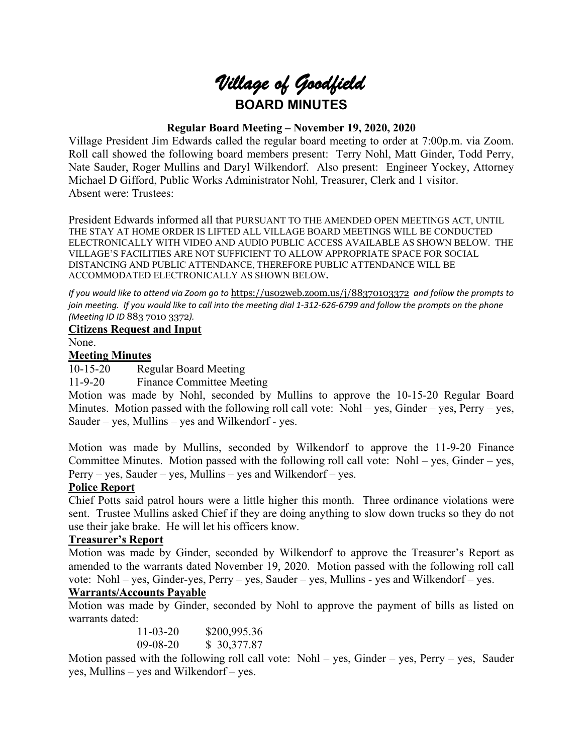# *Village of Goodfield*

## BOARD MINUTES

### Regular Board Meeting – November 19, 2020, 2020

Village President Jim Edwards called the regular board meeting to order at 7:00p.m. via Zoom. Roll call showed the following board members present: Terry Nohl, Matt Ginder, Todd Perry, Nate Sauder, Roger Mullins and Daryl Wilkendorf. Also present: Engineer Yockey, Attorney Michael D Gifford, Public Works Administrator Nohl, Treasurer, Clerk and 1 visitor. Absent were: Trustees:

President Edwards informed all that PURSUANT TO THE AMENDED OPEN MEETINGS ACT, UNTIL THE STAY AT HOME ORDER IS LIFTED ALL VILLAGE BOARD MEETINGS WILL BE CONDUCTED ELECTRONICALLY WITH VIDEO AND AUDIO PUBLIC ACCESS AVAILABLE AS SHOWN BELOW. THE VILLAGE'S FACILITIES ARE NOT SUFFICIENT TO ALLOW APPROPRIATE SPACE FOR SOCIAL DISTANCING AND PUBLIC ATTENDANCE, THEREFORE PUBLIC ATTENDANCE WILL BE ACCOMMODATED ELECTRONICALLY AS SHOWN BELOW.

*If you would like to attend via Zoom go to* https://us02web.zoom.us/j/88370103372 *and follow the prompts to join meeting. If you would like to call into the meeting dial 1-312-626-6799 and follow the prompts on the phone (Meeting ID ID* 883 7010 3372*).*

**Citizens Request and Input**

None.

**Meeting Minutes**

10-15-20 Regular Board Meeting

11-9-20 Finance Committee Meeting

Motion was made by Nohl, seconded by Mullins to approve the 10-15-20 Regular Board Minutes. Motion passed with the following roll call vote: Nohl – yes, Ginder – yes, Perry – yes, Sauder – yes, Mullins – yes and Wilkendorf - yes.

Motion was made by Mullins, seconded by Wilkendorf to approve the 11-9-20 Finance Committee Minutes. Motion passed with the following roll call vote: Nohl – yes, Ginder – yes, Perry – yes, Sauder – yes, Mullins – yes and Wilkendorf – yes.

**Police Report**

Chief Potts said patrol hours were a little higher this month. Three ordinance violations were sent. Trustee Mullins asked Chief if they are doing anything to slow down trucks so they do not use their jake brake. He will let his officers know.

**Treasurer's Report**

Motion was made by Ginder, seconded by Wilkendorf to approve the Treasurer's Report as amended to the warrants dated November 19, 2020. Motion passed with the following roll call vote: Nohl – yes, Ginder-yes, Perry – yes, Sauder – yes, Mullins - yes and Wilkendorf – yes.

**Warrants/Accounts Payable**

Motion was made by Ginder, seconded by Nohl to approve the payment of bills as listed on warrants dated:

11-03-20 $200,995.36
09-08-20 $ 30,377.87

Motion passed with the following roll call vote: Nohl – yes, Ginder – yes, Perry – yes, Sauder yes, Mullins – yes and Wilkendorf – yes.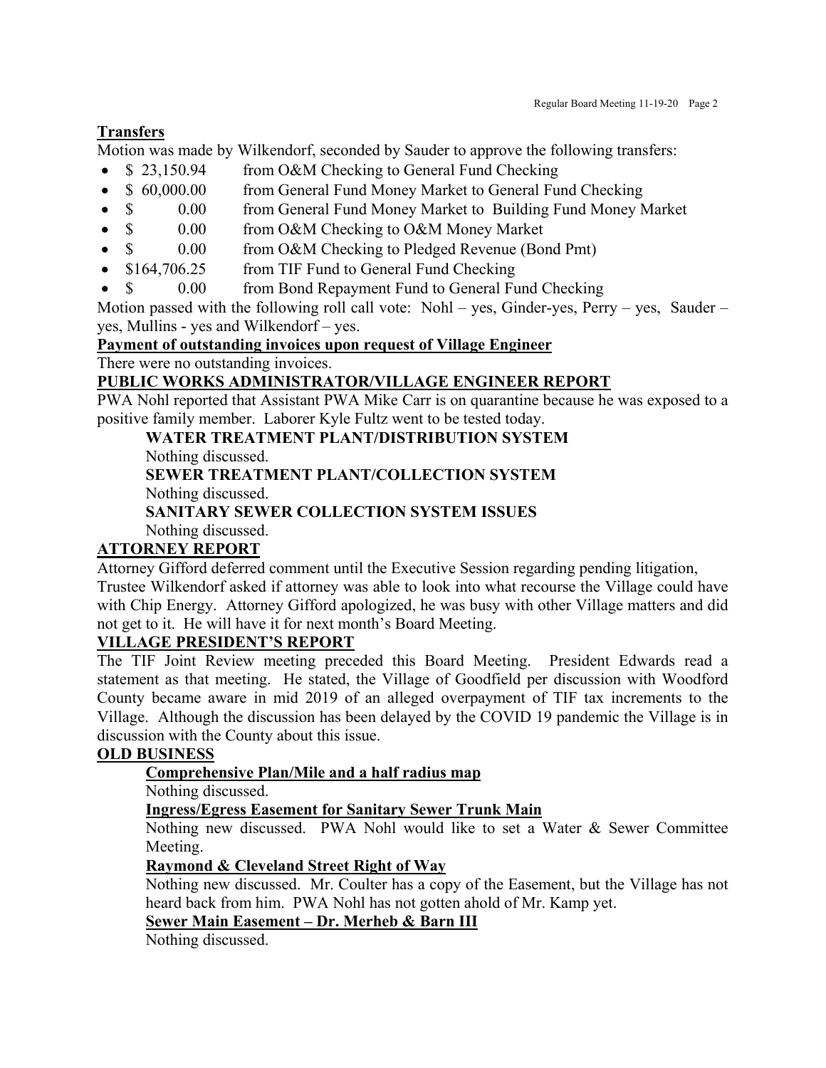## Transfers

Motion was made by Wilkendorf, seconded by Sauder to approve the following transfers:

- $ 23,150.94 from O&M Checking to General Fund Checking
- $ 60,000.00 from General Fund Money Market to General Fund Checking
- $ 0.00 from General Fund Money Market to Building Fund Money Market
- $ 0.00 from O&M Checking to O&M Money Market
- $ 0.00 from O&M Checking to Pledged Revenue (Bond Pmt)
- $164,706.25 from TIF Fund to General Fund Checking
- $ 0.00 from Bond Repayment Fund to General Fund Checking

Motion passed with the following roll call vote: Nohl – yes, Ginder-yes, Perry – yes, Sauder – yes, Mullins - yes and Wilkendorf – yes.

## Payment of outstanding invoices upon request of Village Engineer

There were no outstanding invoices.

## PUBLIC WORKS ADMINISTRATOR/VILLAGE ENGINEER REPORT

PWA Nohl reported that Assistant PWA Mike Carr is on quarantine because he was exposed to a positive family member. Laborer Kyle Fultz went to be tested today.

### WATER TREATMENT PLANT/DISTRIBUTION SYSTEM

Nothing discussed.

### SEWER TREATMENT PLANT/COLLECTION SYSTEM

Nothing discussed.

### SANITARY SEWER COLLECTION SYSTEM ISSUES

Nothing discussed.

## ATTORNEY REPORT

Attorney Gifford deferred comment until the Executive Session regarding pending litigation, Trustee Wilkendorf asked if attorney was able to look into what recourse the Village could have with Chip Energy. Attorney Gifford apologized, he was busy with other Village matters and did not get to it. He will have it for next month's Board Meeting.

## VILLAGE PRESIDENT'S REPORT

The TIF Joint Review meeting preceded this Board Meeting. President Edwards read a statement as that meeting. He stated, the Village of Goodfield per discussion with Woodford County became aware in mid 2019 of an alleged overpayment of TIF tax increments to the Village. Although the discussion has been delayed by the COVID 19 pandemic the Village is in discussion with the County about this issue.

## OLD BUSINESS

### Comprehensive Plan/Mile and a half radius map

Nothing discussed.

### Ingress/Egress Easement for Sanitary Sewer Trunk Main

Nothing new discussed. PWA Nohl would like to set a Water & Sewer Committee Meeting.

### Raymond & Cleveland Street Right of Way

Nothing new discussed. Mr. Coulter has a copy of the Easement, but the Village has not heard back from him. PWA Nohl has not gotten ahold of Mr. Kamp yet.

### Sewer Main Easement – Dr. Merheb & Barn III

Nothing discussed.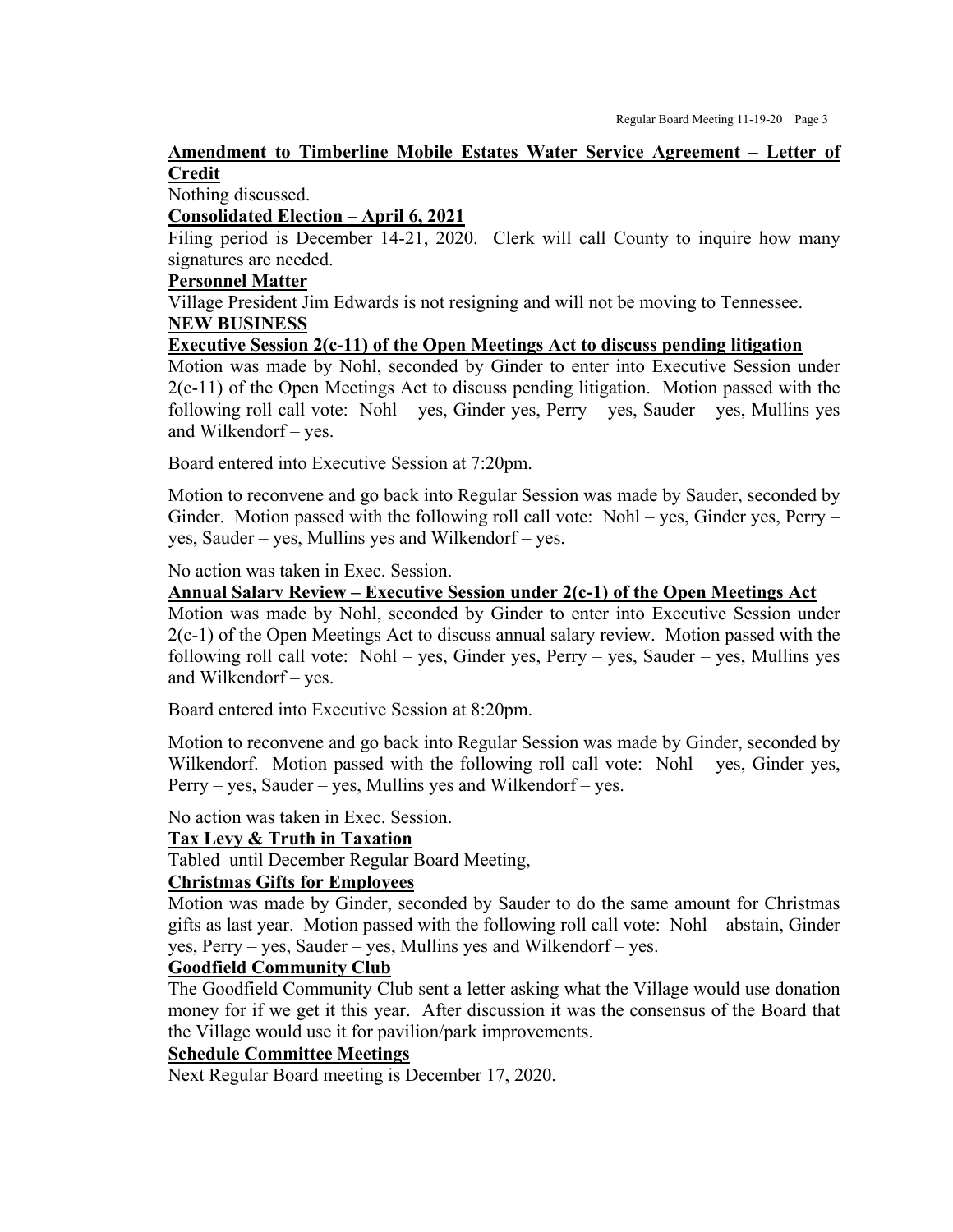**Amendment to Timberline Mobile Estates Water Service Agreement – Letter of Credit**

Nothing discussed.

**Consolidated Election – April 6, 2021**

Filing period is December 14-21, 2020. Clerk will call County to inquire how many signatures are needed.

**Personnel Matter**

Village President Jim Edwards is not resigning and will not be moving to Tennessee.

**NEW BUSINESS**

**Executive Session 2(c-11) of the Open Meetings Act to discuss pending litigation**

Motion was made by Nohl, seconded by Ginder to enter into Executive Session under 2(c-11) of the Open Meetings Act to discuss pending litigation. Motion passed with the following roll call vote: Nohl – yes, Ginder yes, Perry – yes, Sauder – yes, Mullins yes and Wilkendorf – yes.

Board entered into Executive Session at 7:20pm.

Motion to reconvene and go back into Regular Session was made by Sauder, seconded by Ginder. Motion passed with the following roll call vote: Nohl – yes, Ginder yes, Perry – yes, Sauder – yes, Mullins yes and Wilkendorf – yes.

No action was taken in Exec. Session.

**Annual Salary Review – Executive Session under 2(c-1) of the Open Meetings Act**

Motion was made by Nohl, seconded by Ginder to enter into Executive Session under 2(c-1) of the Open Meetings Act to discuss annual salary review. Motion passed with the following roll call vote: Nohl – yes, Ginder yes, Perry – yes, Sauder – yes, Mullins yes and Wilkendorf – yes.

Board entered into Executive Session at 8:20pm.

Motion to reconvene and go back into Regular Session was made by Ginder, seconded by Wilkendorf. Motion passed with the following roll call vote: Nohl – yes, Ginder yes, Perry – yes, Sauder – yes, Mullins yes and Wilkendorf – yes.

No action was taken in Exec. Session.

**Tax Levy & Truth in Taxation**

Tabled until December Regular Board Meeting,

**Christmas Gifts for Employees**

Motion was made by Ginder, seconded by Sauder to do the same amount for Christmas gifts as last year. Motion passed with the following roll call vote: Nohl – abstain, Ginder yes, Perry – yes, Sauder – yes, Mullins yes and Wilkendorf – yes.

**Goodfield Community Club**

The Goodfield Community Club sent a letter asking what the Village would use donation money for if we get it this year. After discussion it was the consensus of the Board that the Village would use it for pavilion/park improvements.

**Schedule Committee Meetings**

Next Regular Board meeting is December 17, 2020.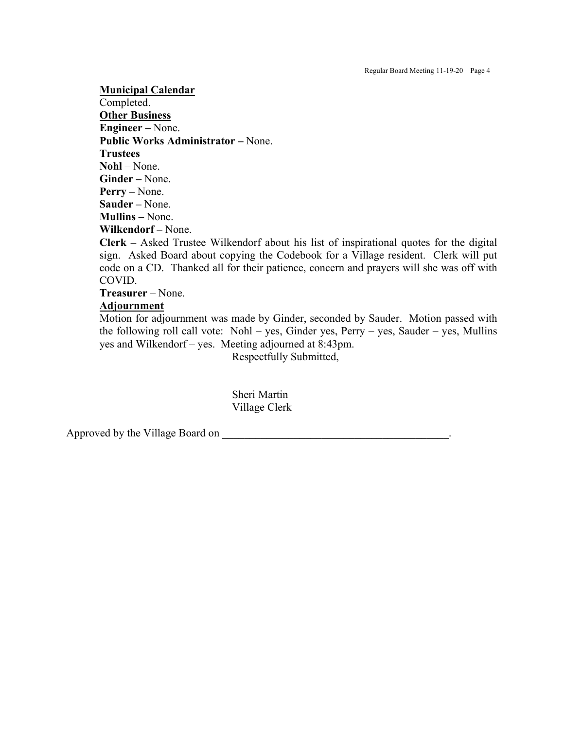**Municipal Calendar**

Completed.

**Other Business**

**Engineer –** None.

**Public Works Administrator –** None.

**Trustees**

**Nohl** – None.

**Ginder –** None.

**Perry –** None.

**Sauder –** None.

**Mullins –** None.

**Wilkendorf –** None.

**Clerk –** Asked Trustee Wilkendorf about his list of inspirational quotes for the digital sign. Asked Board about copying the Codebook for a Village resident. Clerk will put code on a CD. Thanked all for their patience, concern and prayers will she was off with COVID.

**Treasurer** – None.

**Adjournment**

Motion for adjournment was made by Ginder, seconded by Sauder. Motion passed with the following roll call vote: Nohl – yes, Ginder yes, Perry – yes, Sauder – yes, Mullins yes and Wilkendorf – yes. Meeting adjourned at 8:43pm.

Respectfully Submitted,

Sheri Martin
Village Clerk

Approved by the Village Board on ________________________________________.